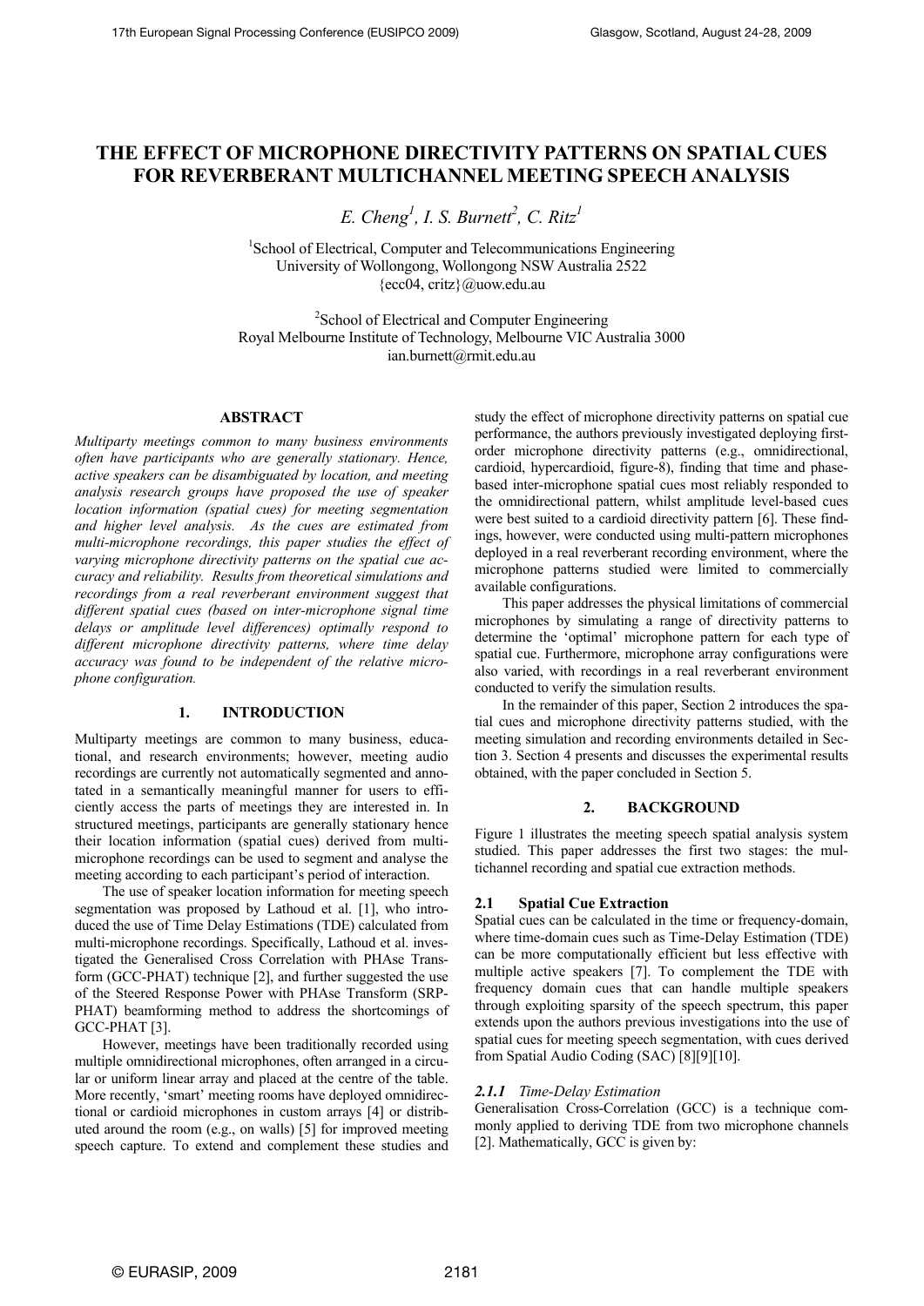# THE EFFECT OF MICROPHONE DIRECTIVITY PATTERNS ON SPATIAL CUES FOR REVERBERANT MULTICHANNEL MEETING SPEECH ANALYSIS

*E. Cheng[1], I. S. Burnett[2], C. Ritz[1]*

[1]School of Electrical, Computer and Telecommunications Engineering
University of Wollongong, Wollongong NSW Australia 2522
{ecc04, critz}@uow.edu.au

[2]School of Electrical and Computer Engineering
Royal Melbourne Institute of Technology, Melbourne VIC Australia 3000
ian.burnett@rmit.edu.au

## ABSTRACT

*Multiparty meetings common to many business environments often have participants who are generally stationary. Hence, active speakers can be disambiguated by location, and meeting analysis research groups have proposed the use of speaker location information (spatial cues) for meeting segmentation and higher level analysis. As the cues are estimated from multi-microphone recordings, this paper studies the effect of varying microphone directivity patterns on the spatial cue accuracy and reliability. Results from theoretical simulations and recordings from a real reverberant environment suggest that different spatial cues (based on inter-microphone signal time delays or amplitude level differences) optimally respond to different microphone directivity patterns, where time delay accuracy was found to be independent of the relative microphone configuration.*

## 1. INTRODUCTION

Multiparty meetings are common to many business, educational, and research environments; however, meeting audio recordings are currently not automatically segmented and annotated in a semantically meaningful manner for users to efficiently access the parts of meetings they are interested in. In structured meetings, participants are generally stationary hence their location information (spatial cues) derived from multi-microphone recordings can be used to segment and analyse the meeting according to each participant's period of interaction.

The use of speaker location information for meeting speech segmentation was proposed by Lathoud et al. [1], who introduced the use of Time Delay Estimations (TDE) calculated from multi-microphone recordings. Specifically, Lathoud et al. investigated the Generalised Cross Correlation with PHAse Transform (GCC-PHAT) technique [2], and further suggested the use of the Steered Response Power with PHAse Transform (SRP-PHAT) beamforming method to address the shortcomings of GCC-PHAT [3].

However, meetings have been traditionally recorded using multiple omnidirectional microphones, often arranged in a circular or uniform linear array and placed at the centre of the table. More recently, 'smart' meeting rooms have deployed omnidirectional or cardioid microphones in custom arrays [4] or distributed around the room (e.g., on walls) [5] for improved meeting speech capture. To extend and complement these studies and study the effect of microphone directivity patterns on spatial cue performance, the authors previously investigated deploying first-order microphone directivity patterns (e.g., omnidirectional, cardioid, hypercardioid, figure-8), finding that time and phase-based inter-microphone spatial cues most reliably responded to the omnidirectional pattern, whilst amplitude level-based cues were best suited to a cardioid directivity pattern [6]. These findings, however, were conducted using multi-pattern microphones deployed in a real reverberant recording environment, where the microphone patterns studied were limited to commercially available configurations.

This paper addresses the physical limitations of commercial microphones by simulating a range of directivity patterns to determine the 'optimal' microphone pattern for each type of spatial cue. Furthermore, microphone array configurations were also varied, with recordings in a real reverberant environment conducted to verify the simulation results.

In the remainder of this paper, Section 2 introduces the spatial cues and microphone directivity patterns studied, with the meeting simulation and recording environments detailed in Section 3. Section 4 presents and discusses the experimental results obtained, with the paper concluded in Section 5.

## 2. BACKGROUND

Figure 1 illustrates the meeting speech spatial analysis system studied. This paper addresses the first two stages: the multichannel recording and spatial cue extraction methods.

### 2.1 Spatial Cue Extraction

Spatial cues can be calculated in the time or frequency-domain, where time-domain cues such as Time-Delay Estimation (TDE) can be more computationally efficient but less effective with multiple active speakers [7]. To complement the TDE with frequency domain cues that can handle multiple speakers through exploiting sparsity of the speech spectrum, this paper extends upon the authors previous investigations into the use of spatial cues for meeting speech segmentation, with cues derived from Spatial Audio Coding (SAC) [8][9][10].

#### *2.1.1 Time-Delay Estimation*

Generalisation Cross-Correlation (GCC) is a technique commonly applied to deriving TDE from two microphone channels [2]. Mathematically, GCC is given by: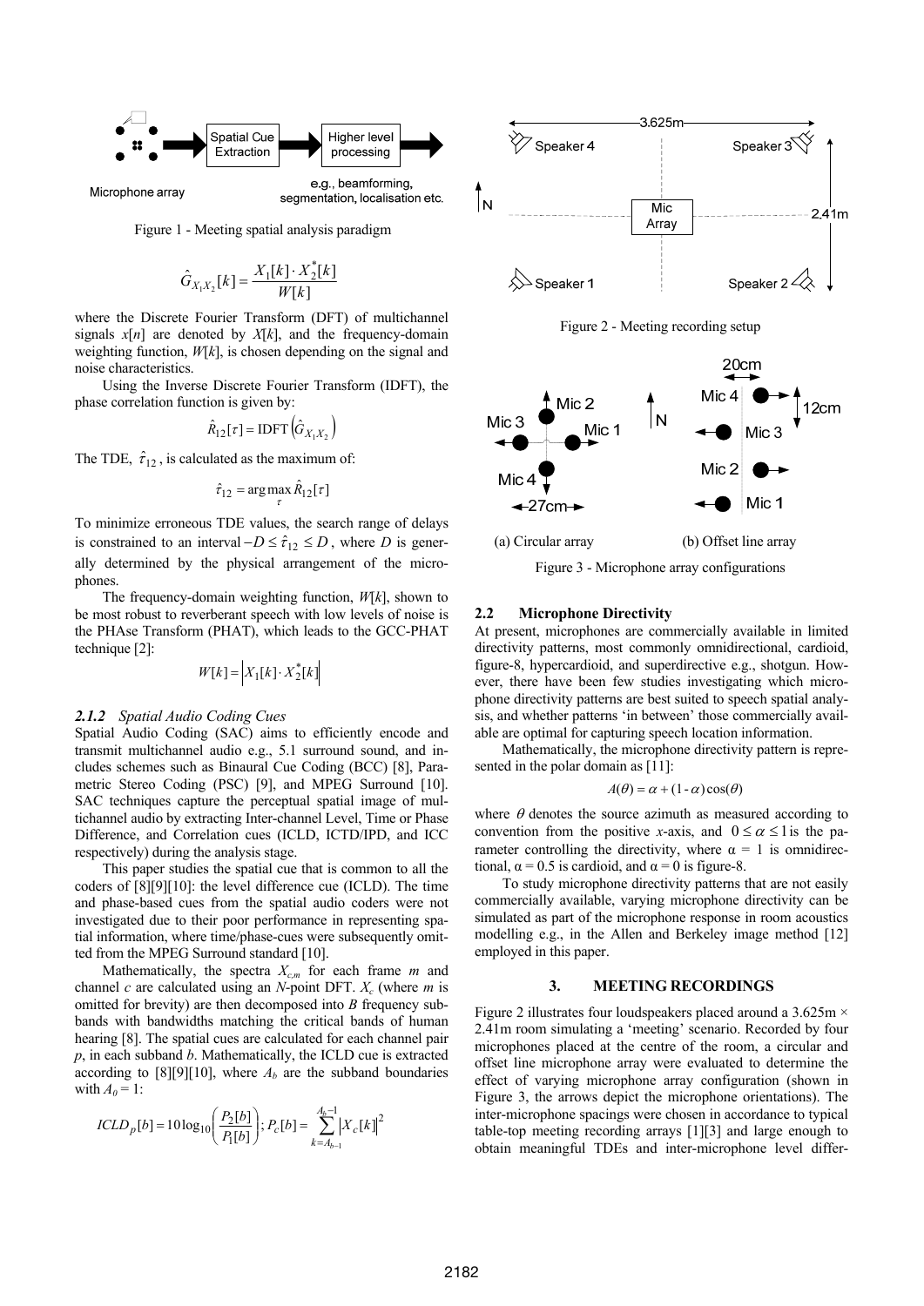Figure 1 - Meeting spatial analysis paradigm

$$\hat{G}_{X_1X_2}[k] = \frac{X_1[k] \cdot X_2^*[k]}{W[k]}$$

where the Discrete Fourier Transform (DFT) of multichannel signals $x[n]$ are denoted by $X[k]$, and the frequency-domain weighting function, $W[k]$, is chosen depending on the signal and noise characteristics.

Using the Inverse Discrete Fourier Transform (IDFT), the phase correlation function is given by:

$$\hat{R}_{12}[\tau] = \text{IDFT}\left(\hat{G}_{X_1X_2}\right)$$

The TDE, $\hat{\tau}_{12}$, is calculated as the maximum of:

$$\hat{\tau}_{12} = \arg\max_{\tau} \hat{R}_{12}[\tau]$$

To minimize erroneous TDE values, the search range of delays is constrained to an interval $-D \le \hat{\tau}_{12} \le D$, where $D$ is generally determined by the physical arrangement of the microphones.

The frequency-domain weighting function, $W[k]$, shown to be most robust to reverberant speech with low levels of noise is the PHAse Transform (PHAT), which leads to the GCC-PHAT technique [2]:

$$W[k] = \left|X_1[k] \cdot X_2^*[k]\right|$$

### *2.1.2 Spatial Audio Coding Cues*

Spatial Audio Coding (SAC) aims to efficiently encode and transmit multichannel audio e.g., 5.1 surround sound, and includes schemes such as Binaural Cue Coding (BCC) [8], Parametric Stereo Coding (PSC) [9], and MPEG Surround [10]. SAC techniques capture the perceptual spatial image of multichannel audio by extracting Inter-channel Level, Time or Phase Difference, and Correlation cues (ICLD, ICTD/IPD, and ICC respectively) during the analysis stage.

This paper studies the spatial cue that is common to all the coders of [8][9][10]: the level difference cue (ICLD). The time and phase-based cues from the spatial audio coders were not investigated due to their poor performance in representing spatial information, where time/phase-cues were subsequently omitted from the MPEG Surround standard [10].

Mathematically, the spectra $X_{c,m}$ for each frame $m$ and channel $c$ are calculated using an $N$-point DFT. $X_c$ (where $m$ is omitted for brevity) are then decomposed into $B$ frequency subbands with bandwidths matching the critical bands of human hearing [8]. The spatial cues are calculated for each channel pair $p$, in each subband $b$. Mathematically, the ICLD cue is extracted according to [8][9][10], where $A_b$ are the subband boundaries with $A_0 = 1$:

$$ICLD_p[b] = 10\log_{10}\left(\frac{P_2[b]}{P_1[b]}\right); P_c[b] = \sum_{k=A_{b-1}}^{A_b-1} \left|X_c[k]\right|^2$$

Figure 2 - Meeting recording setup

(a) Circular array (b) Offset line array

Figure 3 - Microphone array configurations

## 2.2 Microphone Directivity

At present, microphones are commercially available in limited directivity patterns, most commonly omnidirectional, cardioid, figure-8, hypercardioid, and superdirective e.g., shotgun. However, there have been few studies investigating which microphone directivity patterns are best suited to speech spatial analysis, and whether patterns 'in between' those commercially available are optimal for capturing speech location information.

Mathematically, the microphone directivity pattern is represented in the polar domain as [11]:

$$A(\theta) = \alpha + (1\text{-}\alpha)\cos(\theta)$$

where $\theta$ denotes the source azimuth as measured according to convention from the positive $x$-axis, and $0 \le \alpha \le 1$ is the parameter controlling the directivity, where $\alpha = 1$ is omnidirectional, $\alpha = 0.5$ is cardioid, and $\alpha = 0$ is figure-8.

To study microphone directivity patterns that are not easily commercially available, varying microphone directivity can be simulated as part of the microphone response in room acoustics modelling e.g., in the Allen and Berkeley image method [12] employed in this paper.

## 3. MEETING RECORDINGS

Figure 2 illustrates four loudspeakers placed around a 3.625m × 2.41m room simulating a 'meeting' scenario. Recorded by four microphones placed at the centre of the room, a circular and offset line microphone array were evaluated to determine the effect of varying microphone array configuration (shown in Figure 3, the arrows depict the microphone orientations). The inter-microphone spacings were chosen in accordance to typical table-top meeting recording arrays [1][3] and large enough to obtain meaningful TDEs and inter-microphone level differ-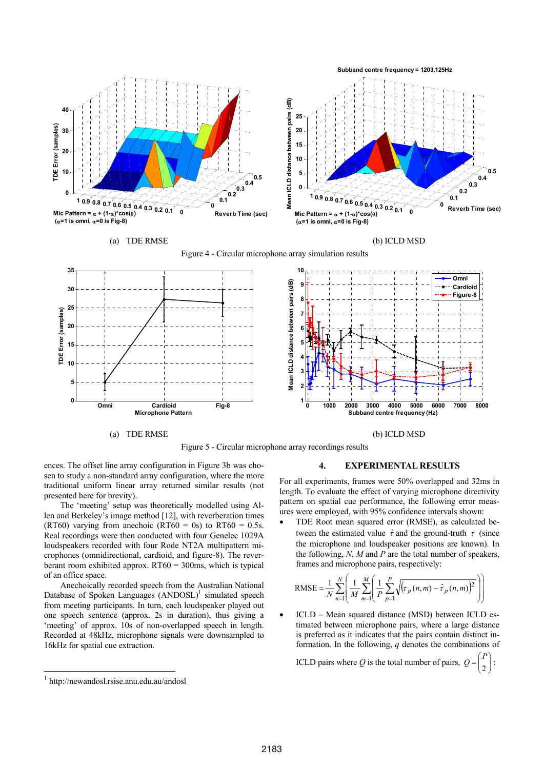(a) TDE RMSE (b) ICLD MSD

Figure 4 - Circular microphone array simulation results

(a) TDE RMSE (b) ICLD MSD

Figure 5 - Circular microphone array recordings results

ences. The offset line array configuration in Figure 3b was chosen to study a non-standard array configuration, where the more traditional uniform linear array returned similar results (not presented here for brevity).

The 'meeting' setup was theoretically modelled using Allen and Berkeley's image method [12], with reverberation times (RT60) varying from anechoic (RT60 = 0s) to RT60 = 0.5s. Real recordings were then conducted with four Genelec 1029A loudspeakers recorded with four Rode NT2A multipattern microphones (omnidirectional, cardioid, and figure-8). The reverberant room exhibited approx. RT60 = 300ms, which is typical of an office space.

Anechoically recorded speech from the Australian National Database of Spoken Languages (ANDOSL)[1] simulated speech from meeting participants. In turn, each loudspeaker played out one speech sentence (approx. 2s in duration), thus giving a 'meeting' of approx. 10s of non-overlapped speech in length. Recorded at 48kHz, microphone signals were downsampled to 16kHz for spatial cue extraction.

[1] http://newandosl.rsise.anu.edu.au/andosl

## 4. EXPERIMENTAL RESULTS

For all experiments, frames were 50% overlapped and 32ms in length. To evaluate the effect of varying microphone directivity pattern on spatial cue performance, the following error measures were employed, with 95% confidence intervals shown:

- TDE Root mean squared error (RMSE), as calculated between the estimated value $\hat{\tau}$ and the ground-truth $\tau$ (since the microphone and loudspeaker positions are known). In the following, $N$, $M$ and $P$ are the total number of speakers, frames and microphone pairs, respectively:

$$\text{RMSE} = \frac{1}{N}\sum_{n=1}^{N}\left(\frac{1}{M}\sum_{m=1}^{M}\left(\frac{1}{P}\sum_{p=1}^{P}\sqrt{\left(\tau_p(n,m) - \hat{\tau}_p(n,m)\right)^2}\right)\right)$$

- ICLD – Mean squared distance (MSD) between ICLD estimated between microphone pairs, where a large distance is preferred as it indicates that the pairs contain distinct information. In the following, $q$ denotes the combinations of ICLD pairs where $Q$ is the total number of pairs, $Q = \binom{P}{2}$: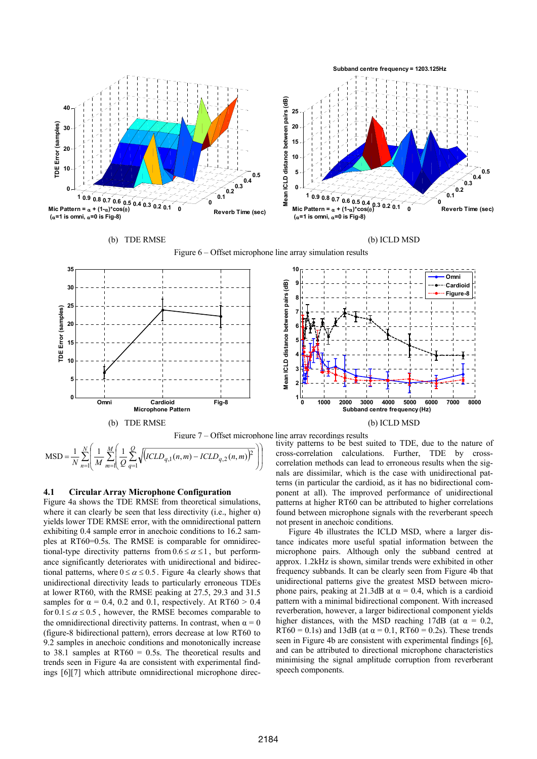(b) TDE RMSE

(b) ICLD MSD

Figure 6 – Offset microphone line array simulation results

(b) TDE RMSE

(b) ICLD MSD

Figure 7 – Offset microphone line array recordings results

$$\mathrm{MSD} = \frac{1}{N}\sum_{n=1}^{N}\left(\frac{1}{M}\sum_{m=1}^{M}\left(\frac{1}{Q}\sum_{q=1}^{Q}\sqrt{\left(ICLD_{q,1}(n,m) - ICLD_{q,2}(n,m)\right)^2}\right)\right)$$

### 4.1 Circular Array Microphone Configuration

Figure 4a shows the TDE RMSE from theoretical simulations, where it can clearly be seen that less directivity (i.e., higher α) yields lower TDE RMSE error, with the omnidirectional pattern exhibiting 0.4 sample error in anechoic conditions to 16.2 samples at RT60=0.5s. The RMSE is comparable for omnidirectional-type directivity patterns from $0.6 \le \alpha \le 1$, but performance significantly deteriorates with unidirectional and bidirectional patterns, where $0 \le \alpha \le 0.5$. Figure 4a clearly shows that unidirectional directivity leads to particularly erroneous TDEs at lower RT60, with the RMSE peaking at 27.5, 29.3 and 31.5 samples for α = 0.4, 0.2 and 0.1, respectively. At RT60 > 0.4 for $0.1 \le \alpha \le 0.5$, however, the RMSE becomes comparable to the omnidirectional directivity patterns. In contrast, when α = 0 (figure-8 bidirectional pattern), errors decrease at low RT60 to 9.2 samples in anechoic conditions and monotonically increase to 38.1 samples at RT60 = 0.5s. The theoretical results and trends seen in Figure 4a are consistent with experimental findings [6][7] which attribute omnidirectional microphone directivity patterns to be best suited to TDE, due to the nature of cross-correlation calculations. Further, TDE by cross-correlation methods can lead to erroneous results when the signals are dissimilar, which is the case with unidirectional patterns (in particular the cardioid, as it has no bidirectional component at all). The improved performance of unidirectional patterns at higher RT60 can be attributed to higher correlations found between microphone signals with the reverberant speech not present in anechoic conditions.

Figure 4b illustrates the ICLD MSD, where a larger distance indicates more useful spatial information between the microphone pairs. Although only the subband centred at approx. 1.2kHz is shown, similar trends were exhibited in other frequency subbands. It can be clearly seen from Figure 4b that unidirectional patterns give the greatest MSD between microphone pairs, peaking at 21.3dB at α = 0.4, which is a cardioid pattern with a minimal bidirectional component. With increased reverberation, however, a larger bidirectional component yields higher distances, with the MSD reaching 17dB (at α = 0.2, RT60 = 0.1s) and 13dB (at α = 0.1, RT60 = 0.2s). These trends seen in Figure 4b are consistent with experimental findings [6], and can be attributed to directional microphone characteristics minimising the signal amplitude corruption from reverberant speech components.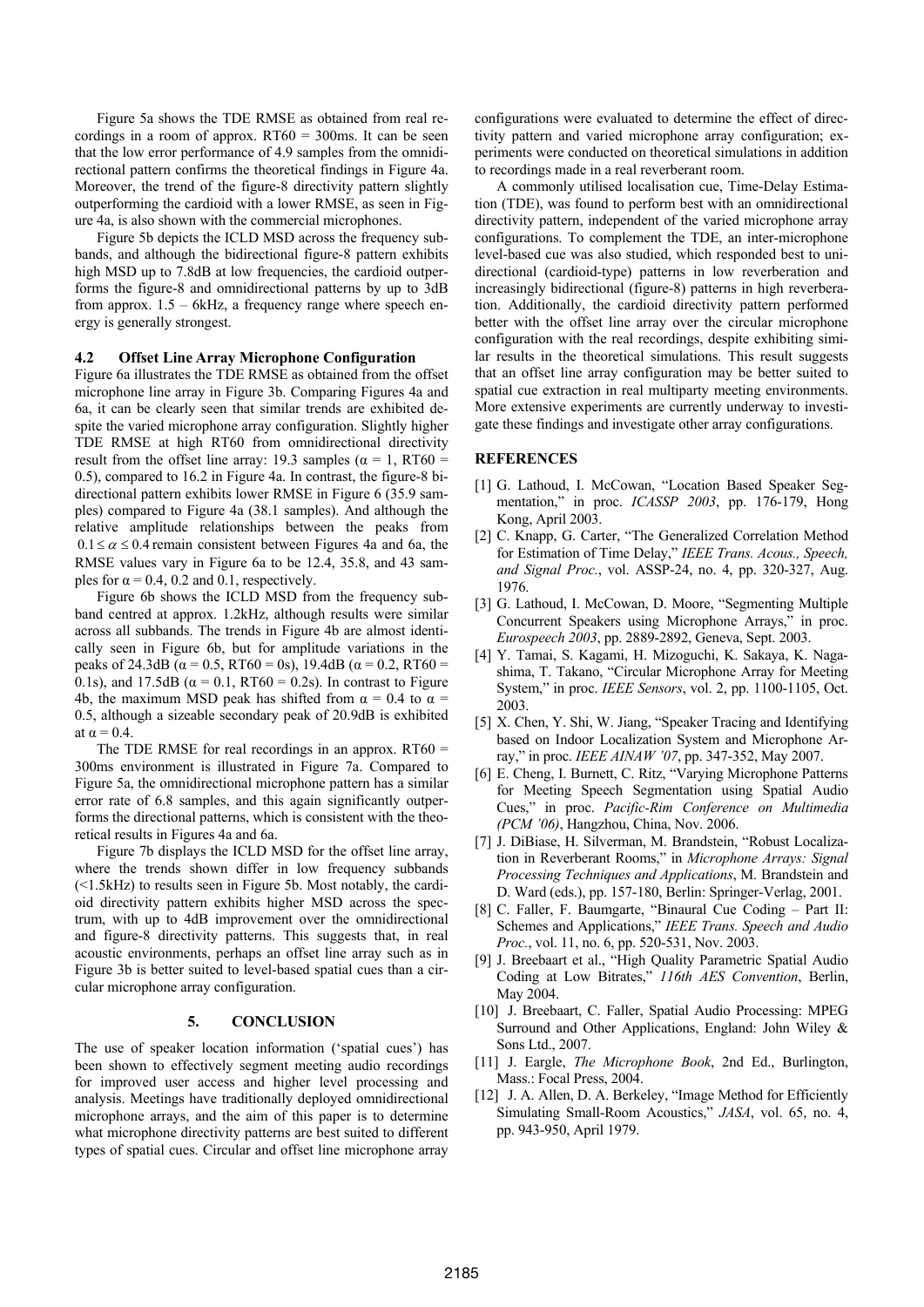Figure 5a shows the TDE RMSE as obtained from real recordings in a room of approx. RT60 = 300ms. It can be seen that the low error performance of 4.9 samples from the omnidirectional pattern confirms the theoretical findings in Figure 4a. Moreover, the trend of the figure-8 directivity pattern slightly outperforming the cardioid with a lower RMSE, as seen in Figure 4a, is also shown with the commercial microphones.

Figure 5b depicts the ICLD MSD across the frequency subbands, and although the bidirectional figure-8 pattern exhibits high MSD up to 7.8dB at low frequencies, the cardioid outperforms the figure-8 and omnidirectional patterns by up to 3dB from approx. 1.5 – 6kHz, a frequency range where speech energy is generally strongest.

### 4.2 Offset Line Array Microphone Configuration

Figure 6a illustrates the TDE RMSE as obtained from the offset microphone line array in Figure 3b. Comparing Figures 4a and 6a, it can be clearly seen that similar trends are exhibited despite the varied microphone array configuration. Slightly higher TDE RMSE at high RT60 from omnidirectional directivity result from the offset line array: 19.3 samples ($\alpha$ = 1, RT60 = 0.5), compared to 16.2 in Figure 4a. In contrast, the figure-8 bidirectional pattern exhibits lower RMSE in Figure 6 (35.9 samples) compared to Figure 4a (38.1 samples). And although the relative amplitude relationships between the peaks from $0.1 \le \alpha \le 0.4$ remain consistent between Figures 4a and 6a, the RMSE values vary in Figure 6a to be 12.4, 35.8, and 43 samples for $\alpha = 0.4$, 0.2 and 0.1, respectively.

Figure 6b shows the ICLD MSD from the frequency subband centred at approx. 1.2kHz, although results were similar across all subbands. The trends in Figure 4b are almost identically seen in Figure 6b, but for amplitude variations in the peaks of 24.3dB ($\alpha$ = 0.5, RT60 = 0s), 19.4dB ($\alpha$ = 0.2, RT60 = 0.1s), and 17.5dB ($\alpha$ = 0.1, RT60 = 0.2s). In contrast to Figure 4b, the maximum MSD peak has shifted from $\alpha = 0.4$ to $\alpha = 0.5$, although a sizeable secondary peak of 20.9dB is exhibited at $\alpha = 0.4$.

The TDE RMSE for real recordings in an approx. RT60 = 300ms environment is illustrated in Figure 7a. Compared to Figure 5a, the omnidirectional microphone pattern has a similar error rate of 6.8 samples, and this again significantly outperforms the directional patterns, which is consistent with the theoretical results in Figures 4a and 6a.

Figure 7b displays the ICLD MSD for the offset line array, where the trends shown differ in low frequency subbands (<1.5kHz) to results seen in Figure 5b. Most notably, the cardioid directivity pattern exhibits higher MSD across the spectrum, with up to 4dB improvement over the omnidirectional and figure-8 directivity patterns. This suggests that, in real acoustic environments, perhaps an offset line array such as in Figure 3b is better suited to level-based spatial cues than a circular microphone array configuration.

## 5. CONCLUSION

The use of speaker location information ('spatial cues') has been shown to effectively segment meeting audio recordings for improved user access and higher level processing and analysis. Meetings have traditionally deployed omnidirectional microphone arrays, and the aim of this paper is to determine what microphone directivity patterns are best suited to different types of spatial cues. Circular and offset line microphone array configurations were evaluated to determine the effect of directivity pattern and varied microphone array configuration; experiments were conducted on theoretical simulations in addition to recordings made in a real reverberant room.

A commonly utilised localisation cue, Time-Delay Estimation (TDE), was found to perform best with an omnidirectional directivity pattern, independent of the varied microphone array configurations. To complement the TDE, an inter-microphone level-based cue was also studied, which responded best to unidirectional (cardioid-type) patterns in low reverberation and increasingly bidirectional (figure-8) patterns in high reverberation. Additionally, the cardioid directivity pattern performed better with the offset line array over the circular microphone configuration with the real recordings, despite exhibiting similar results in the theoretical simulations. This result suggests that an offset line array configuration may be better suited to spatial cue extraction in real multiparty meeting environments. More extensive experiments are currently underway to investigate these findings and investigate other array configurations.

## REFERENCES

[1] G. Lathoud, I. McCowan, "Location Based Speaker Segmentation," in proc. *ICASSP 2003*, pp. 176-179, Hong Kong, April 2003.

[2] C. Knapp, G. Carter, "The Generalized Correlation Method for Estimation of Time Delay," *IEEE Trans. Acous., Speech, and Signal Proc.*, vol. ASSP-24, no. 4, pp. 320-327, Aug. 1976.

[3] G. Lathoud, I. McCowan, D. Moore, "Segmenting Multiple Concurrent Speakers using Microphone Arrays," in proc. *Eurospeech 2003*, pp. 2889-2892, Geneva, Sept. 2003.

[4] Y. Tamai, S. Kagami, H. Mizoguchi, K. Sakaya, K. Nagashima, T. Takano, "Circular Microphone Array for Meeting System," in proc. *IEEE Sensors*, vol. 2, pp. 1100-1105, Oct. 2003.

[5] X. Chen, Y. Shi, W. Jiang, "Speaker Tracing and Identifying based on Indoor Localization System and Microphone Array," in proc. *IEEE AINAW '07*, pp. 347-352, May 2007.

[6] E. Cheng, I. Burnett, C. Ritz, "Varying Microphone Patterns for Meeting Speech Segmentation using Spatial Audio Cues," in proc. *Pacific-Rim Conference on Multimedia (PCM '06)*, Hangzhou, China, Nov. 2006.

[7] J. DiBiase, H. Silverman, M. Brandstein, "Robust Localization in Reverberant Rooms," in *Microphone Arrays: Signal Processing Techniques and Applications*, M. Brandstein and D. Ward (eds.), pp. 157-180, Berlin: Springer-Verlag, 2001.

[8] C. Faller, F. Baumgarte, "Binaural Cue Coding – Part II: Schemes and Applications," *IEEE Trans. Speech and Audio Proc.*, vol. 11, no. 6, pp. 520-531, Nov. 2003.

[9] J. Breebaart et al., "High Quality Parametric Spatial Audio Coding at Low Bitrates," *116th AES Convention*, Berlin, May 2004.

[10] J. Breebaart, C. Faller, Spatial Audio Processing: MPEG Surround and Other Applications, England: John Wiley & Sons Ltd., 2007.

[11] J. Eargle, *The Microphone Book*, 2nd Ed., Burlington, Mass.: Focal Press, 2004.

[12] J. A. Allen, D. A. Berkeley, "Image Method for Efficiently Simulating Small-Room Acoustics," *JASA*, vol. 65, no. 4, pp. 943-950, April 1979.